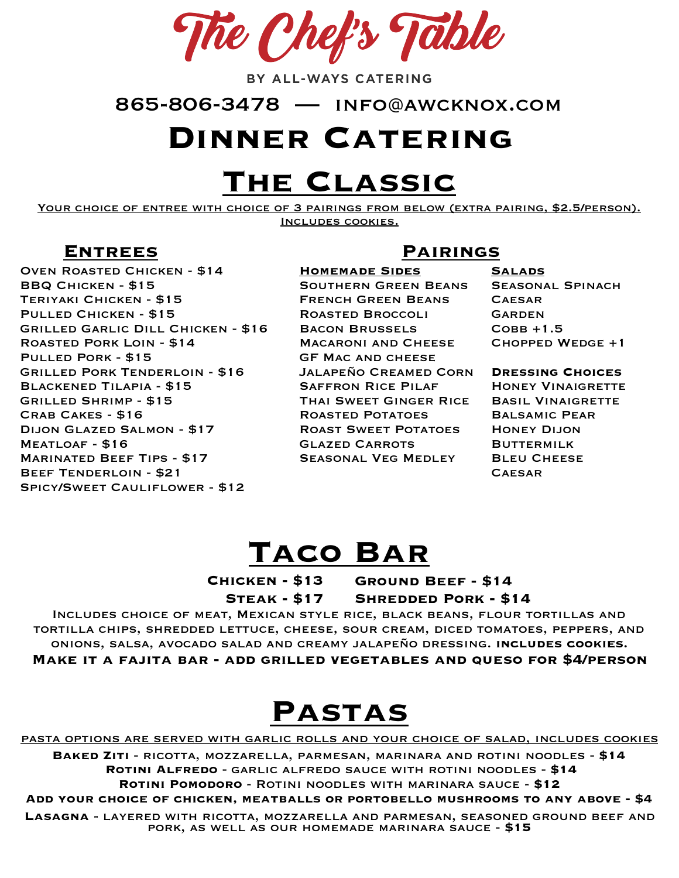# The Chef's Table

BY ALL-WAYS CATERING

865-806-3478 — INFO@AWCKNOX.COM

# Dinner Catering

## The Classic

Your choice of entree with choice of 3 pairings from below (extra pairing, $2.5/person). Includes cookies.

### Entrees

- Oven Roasted Chicken - $14
- BBQ Chicken - $15
- Teriyaki Chicken - $15
- Pulled Chicken - $15
- Grilled Garlic Dill Chicken - $16
- Roasted Pork Loin - $14
- Pulled Pork - $15
- Grilled Pork Tenderloin - $16
- Blackened Tilapia - $15
- Grilled Shrimp - $15
- Crab Cakes - $16
- Dijon Glazed Salmon - $17
- Meatloaf - $16
- Marinated Beef Tips - $17
- Beef Tenderloin - $21
- Spicy/Sweet Cauliflower - $12

### Pairings

**Homemade Sides**

- Southern Green Beans
- French Green Beans
- Roasted Broccoli
- Bacon Brussels
- Macaroni and Cheese
- GF Mac and cheese
- Jalapeño Creamed Corn
- Saffron Rice Pilaf
- Thai Sweet Ginger Rice
- Roasted Potatoes
- Roast Sweet Potatoes
- Glazed Carrots
- Seasonal Veg Medley

**Salads**

- Seasonal Spinach
- Caesar
- Garden
- Cobb +1.5
- Chopped Wedge +1

**Dressing Choices**

- Honey Vinaigrette
- Basil Vinaigrette
- Balsamic Pear
- Honey Dijon
- Buttermilk
- Bleu Cheese
- Caesar

## Taco Bar

**Chicken - $13** **Ground Beef - $14**

**Steak - $17** **Shredded Pork - $14**

Includes choice of meat, Mexican style rice, black beans, flour tortillas and tortilla chips, shredded lettuce, cheese, sour cream, diced tomatoes, peppers, and onions, salsa, avocado salad and creamy jalapeño dressing. **includes cookies.**

**Make it a fajita bar - add grilled vegetables and queso for $4/person**

## Pastas

Pasta options are served with garlic rolls and your choice of salad, includes cookies

**Baked Ziti** - ricotta, mozzarella, parmesan, marinara and rotini noodles - **$14**

**Rotini Alfredo** - garlic alfredo sauce with rotini noodles - **$14**

**Rotini Pomodoro** - Rotini noodles with marinara sauce - **$12**

**Add your choice of chicken, meatballs or portobello mushrooms to any above - $4**

**Lasagna** - layered with ricotta, mozzarella and parmesan, seasoned ground beef and pork, as well as our homemade marinara sauce - **$15**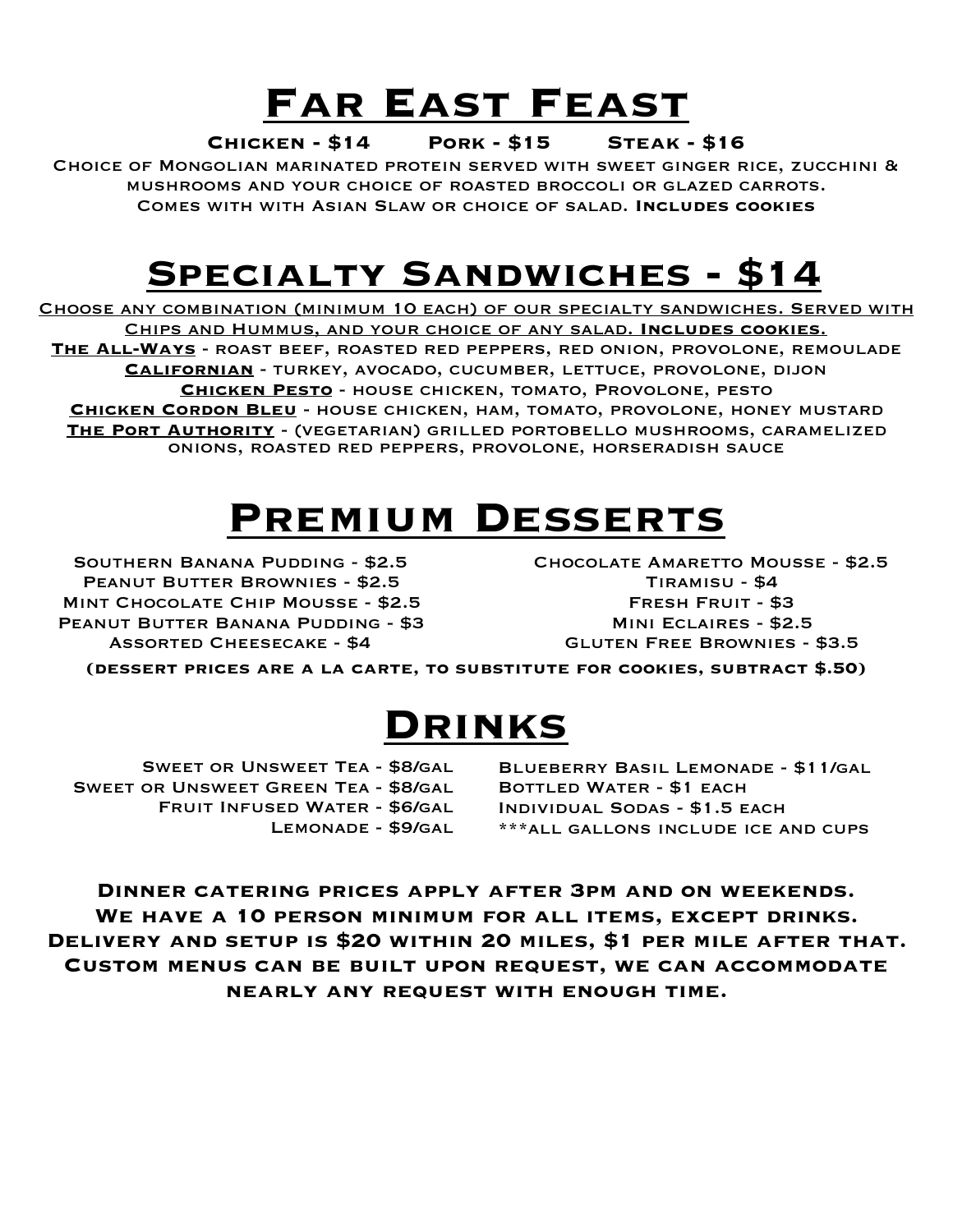# Far East Feast

**Chicken - $14 Pork - $15 Steak - $16**

Choice of Mongolian marinated protein served with sweet ginger rice, zucchini & mushrooms and your choice of roasted broccoli or glazed carrots. Comes with with Asian Slaw or choice of salad. **Includes cookies**

# Specialty Sandwiches - $14

Choose any combination (minimum 10 each) of our specialty sandwiches. Served with Chips and Hummus, and your choice of any salad. **Includes cookies.**

**The All-Ways** - roast beef, roasted red peppers, red onion, provolone, remoulade
**Californian** - turkey, avocado, cucumber, lettuce, provolone, dijon
**Chicken Pesto** - house chicken, tomato, Provolone, pesto
**Chicken Cordon Bleu** - house chicken, ham, tomato, provolone, honey mustard
**The Port Authority** - (vegetarian) grilled portobello mushrooms, caramelized onions, roasted red peppers, provolone, horseradish sauce

# Premium Desserts

Southern Banana Pudding - $2.5
Peanut Butter Brownies - $2.5
Mint Chocolate Chip Mousse - $2.5
Peanut Butter Banana Pudding - $3
Assorted Cheesecake - $4
Chocolate Amaretto Mousse - $2.5
Tiramisu - $4
Fresh Fruit - $3
Mini Eclaires - $2.5
Gluten Free Brownies - $3.5

**(dessert prices are a la carte, to substitute for cookies, subtract $.50)**

# Drinks

Sweet or Unsweet Tea - $8/gal
Sweet or Unsweet Green Tea - $8/gal
Fruit Infused Water - $6/gal
Lemonade - $9/gal
Blueberry Basil Lemonade - $11/gal
Bottled Water - $1 each
Individual Sodas - $1.5 each
***all gallons include ice and cups

**Dinner catering prices apply after 3pm and on weekends.**
**We have a 10 person minimum for all items, except drinks.**
**Delivery and setup is $20 within 20 miles, $1 per mile after that.**
**Custom menus can be built upon request, we can accommodate nearly any request with enough time.**